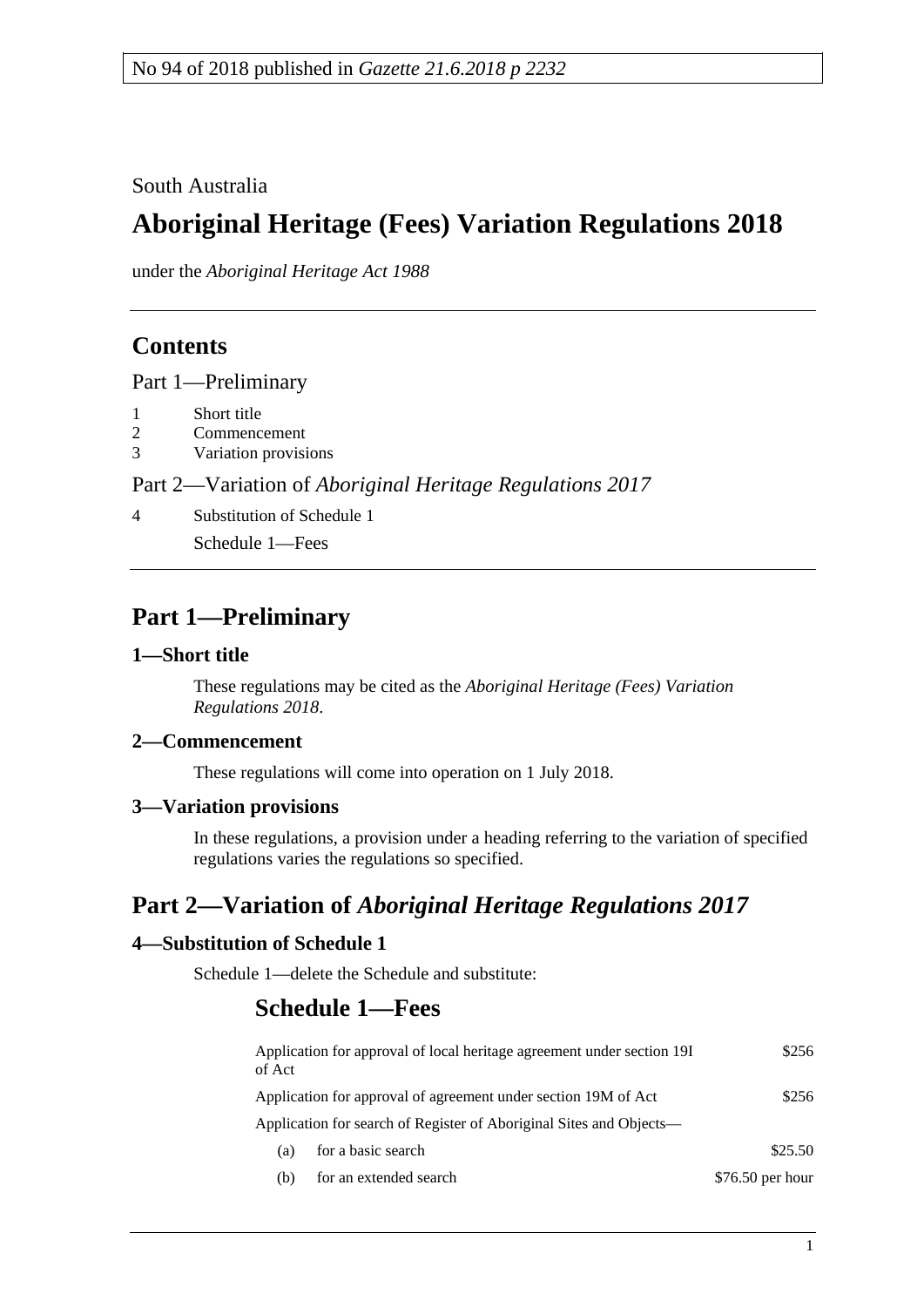No 94 of 2018 published in *Gazette 21.6.2018 p 2232*

South Australia

# Aboriginal Heritage (Fees) Variation Regulations 2018

under the *Aboriginal Heritage Act 1988*

## Contents

Part 1—Preliminary

1 Short title
2 Commencement
3 Variation provisions

Part 2—Variation of *Aboriginal Heritage Regulations 2017*

4 Substitution of Schedule 1

Schedule 1—Fees

## Part 1—Preliminary

### 1—Short title

These regulations may be cited as the *Aboriginal Heritage (Fees) Variation Regulations 2018*.

### 2—Commencement

These regulations will come into operation on 1 July 2018.

### 3—Variation provisions

In these regulations, a provision under a heading referring to the variation of specified regulations varies the regulations so specified.

## Part 2—Variation of *Aboriginal Heritage Regulations 2017*

### 4—Substitution of Schedule 1

Schedule 1—delete the Schedule and substitute:

## Schedule 1—Fees

| | |
|---|---|
| Application for approval of local heritage agreement under section 19I of Act | $256 |
| Application for approval of agreement under section 19M of Act | $256 |
| Application for search of Register of Aboriginal Sites and Objects— | |
| (a) for a basic search | $25.50 |
| (b) for an extended search | $76.50 per hour |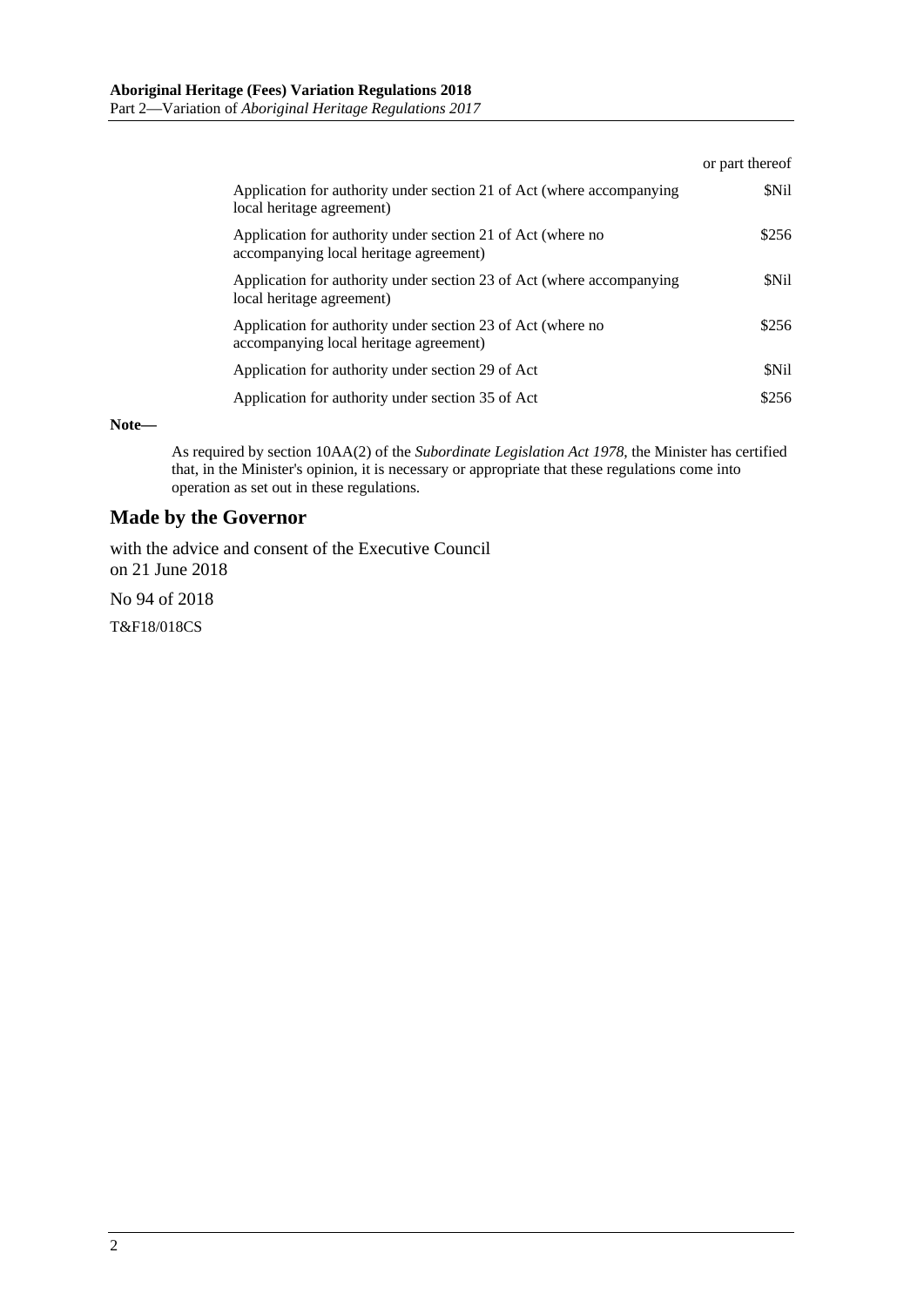| | |
|---|---|
| | or part thereof |
| Application for authority under section 21 of Act (where accompanying local heritage agreement) | $Nil |
| Application for authority under section 21 of Act (where no accompanying local heritage agreement) | $256 |
| Application for authority under section 23 of Act (where accompanying local heritage agreement) | $Nil |
| Application for authority under section 23 of Act (where no accompanying local heritage agreement) | $256 |
| Application for authority under section 29 of Act | $Nil |
| Application for authority under section 35 of Act | $256 |

**Note—**

As required by section 10AA(2) of the *Subordinate Legislation Act 1978*, the Minister has certified that, in the Minister's opinion, it is necessary or appropriate that these regulations come into operation as set out in these regulations.

## Made by the Governor

with the advice and consent of the Executive Council on 21 June 2018

No 94 of 2018

T&F18/018CS